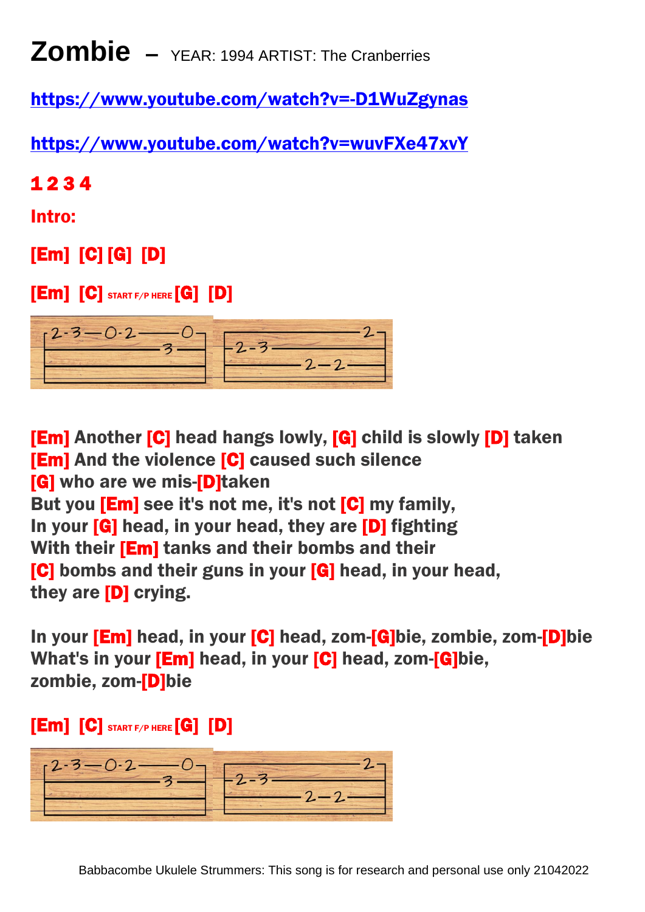# Zombie – YEAR: 1994 ARTIST: The Cranberries

https://www.youtube.com/watch?v=-D1WuZgynas

https://www.youtube.com/watch?v=wuvFXe47xvY

**1 2 3 4**

**Intro:**

**[Em] [C] [G] [D]**

**[Em] [C]** START F/P HERE **[G] [D]**

```
|-2-3---0-2-------0-|  |-------------2-|
|-------------3-----|  |-2-3-----------|
|-------------------|  |--------2---2--|
|-------------------|  |---------------|
```

**[Em] Another [C] head hangs lowly, [G] child is slowly [D] taken**
**[Em] And the violence [C] caused such silence**
**[G] who are we mis-[D]taken**
**But you [Em] see it's not me, it's not [C] my family,**
**In your [G] head, in your head, they are [D] fighting**
**With their [Em] tanks and their bombs and their**
**[C] bombs and their guns in your [G] head, in your head,**
**they are [D] crying.**

**In your [Em] head, in your [C] head, zom-[G]bie, zombie, zom-[D]bie**
**What's in your [Em] head, in your [C] head, zom-[G]bie,**
**zombie, zom-[D]bie**

**[Em] [C]** START F/P HERE **[G] [D]**

```
|-2-3---0-2-------0-|  |-------------2-|
|-------------3-----|  |-2-3-----------|
|-------------------|  |--------2---2--|
|-------------------|  |---------------|
```

Babbacombe Ukulele Strummers: This song is for research and personal use only 21042022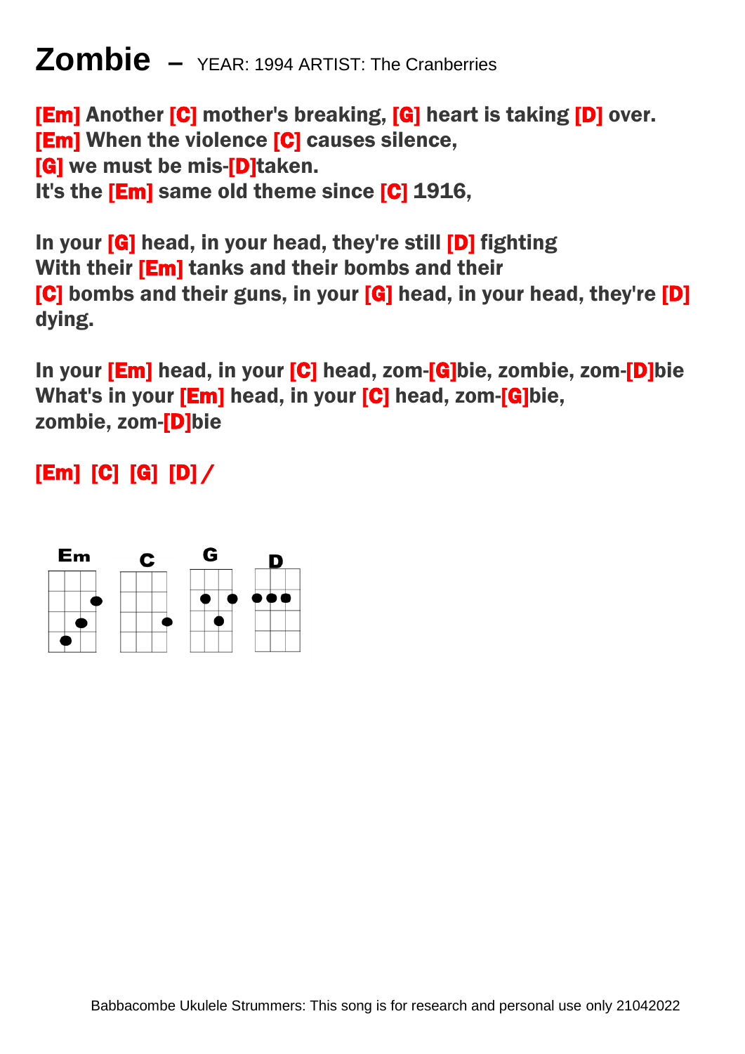# Zombie – YEAR: 1994 ARTIST: The Cranberries

**[Em] Another [C] mother's breaking, [G] heart is taking [D] over.**
**[Em] When the violence [C] causes silence,**
**[G] we must be mis-[D]taken.**
**It's the [Em] same old theme since [C] 1916,**

**In your [G] head, in your head, they're still [D] fighting**
**With their [Em] tanks and their bombs and their**
**[C] bombs and their guns, in your [G] head, in your head, they're [D] dying.**

**In your [Em] head, in your [C] head, zom-[G]bie, zombie, zom-[D]bie**
**What's in your [Em] head, in your [C] head, zom-[G]bie,**
**zombie, zom-[D]bie**

**[Em] [C] [G] [D] /**

Em C G D

Babbacombe Ukulele Strummers: This song is for research and personal use only 21042022